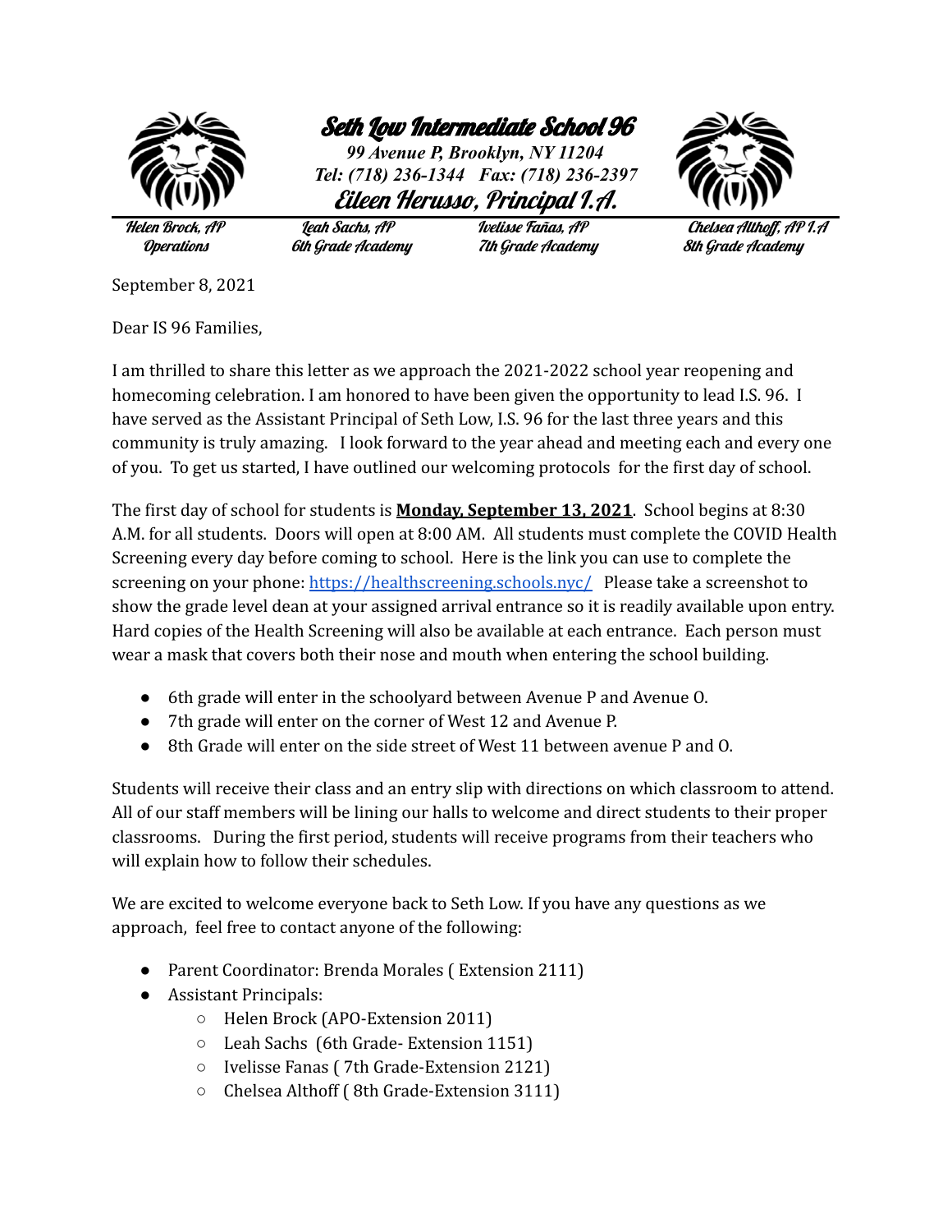# Seth Low Intermediate School 96

***99 Avenue P, Brooklyn, NY 11204***
***Tel: (718) 236-1344 Fax: (718) 236-2397***

## Eileen Herusso, Principal I.A.

**Helen Brock, AP** — *Operations*
**Leah Sachs, AP** — *6th Grade Academy*
**Ivelisse Fañas, AP** — *7th Grade Academy*
**Chelsea Althoff, AP I.A** — *8th Grade Academy*

September 8, 2021

Dear IS 96 Families,

I am thrilled to share this letter as we approach the 2021-2022 school year reopening and homecoming celebration. I am honored to have been given the opportunity to lead I.S. 96. I have served as the Assistant Principal of Seth Low, I.S. 96 for the last three years and this community is truly amazing. I look forward to the year ahead and meeting each and every one of you. To get us started, I have outlined our welcoming protocols for the first day of school.

The first day of school for students is **Monday, September 13, 2021**. School begins at 8:30 A.M. for all students. Doors will open at 8:00 AM. All students must complete the COVID Health Screening every day before coming to school. Here is the link you can use to complete the screening on your phone: https://healthscreening.schools.nyc/ Please take a screenshot to show the grade level dean at your assigned arrival entrance so it is readily available upon entry. Hard copies of the Health Screening will also be available at each entrance. Each person must wear a mask that covers both their nose and mouth when entering the school building.

- 6th grade will enter in the schoolyard between Avenue P and Avenue O.
- 7th grade will enter on the corner of West 12 and Avenue P.
- 8th Grade will enter on the side street of West 11 between avenue P and O.

Students will receive their class and an entry slip with directions on which classroom to attend. All of our staff members will be lining our halls to welcome and direct students to their proper classrooms. During the first period, students will receive programs from their teachers who will explain how to follow their schedules.

We are excited to welcome everyone back to Seth Low. If you have any questions as we approach, feel free to contact anyone of the following:

- Parent Coordinator: Brenda Morales ( Extension 2111)
- Assistant Principals:
  - Helen Brock (APO-Extension 2011)
  - Leah Sachs (6th Grade- Extension 1151)
  - Ivelisse Fanas ( 7th Grade-Extension 2121)
  - Chelsea Althoff ( 8th Grade-Extension 3111)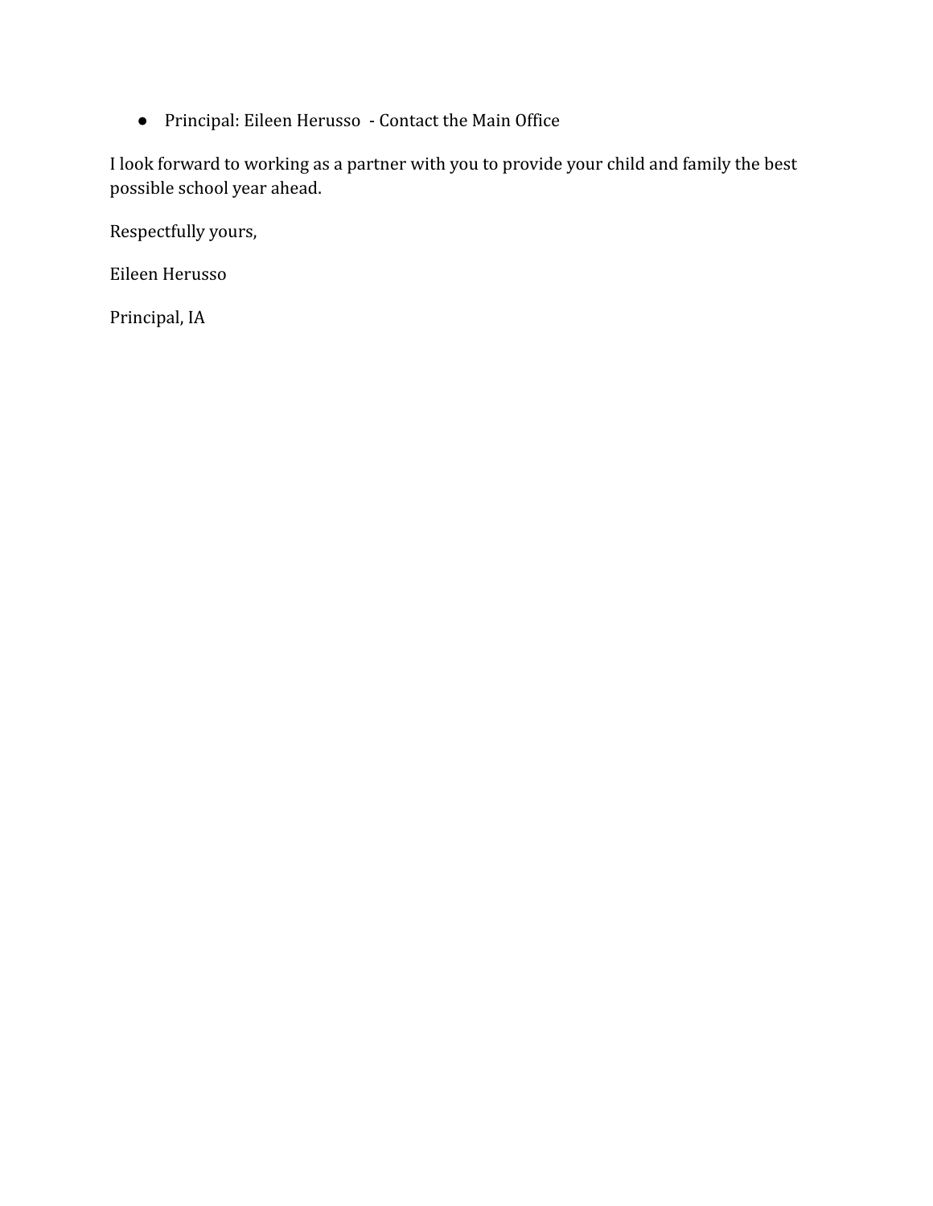- Principal: Eileen Herusso  - Contact the Main Office

I look forward to working as a partner with you to provide your child and family the best possible school year ahead.

Respectfully yours,

Eileen Herusso

Principal, IA